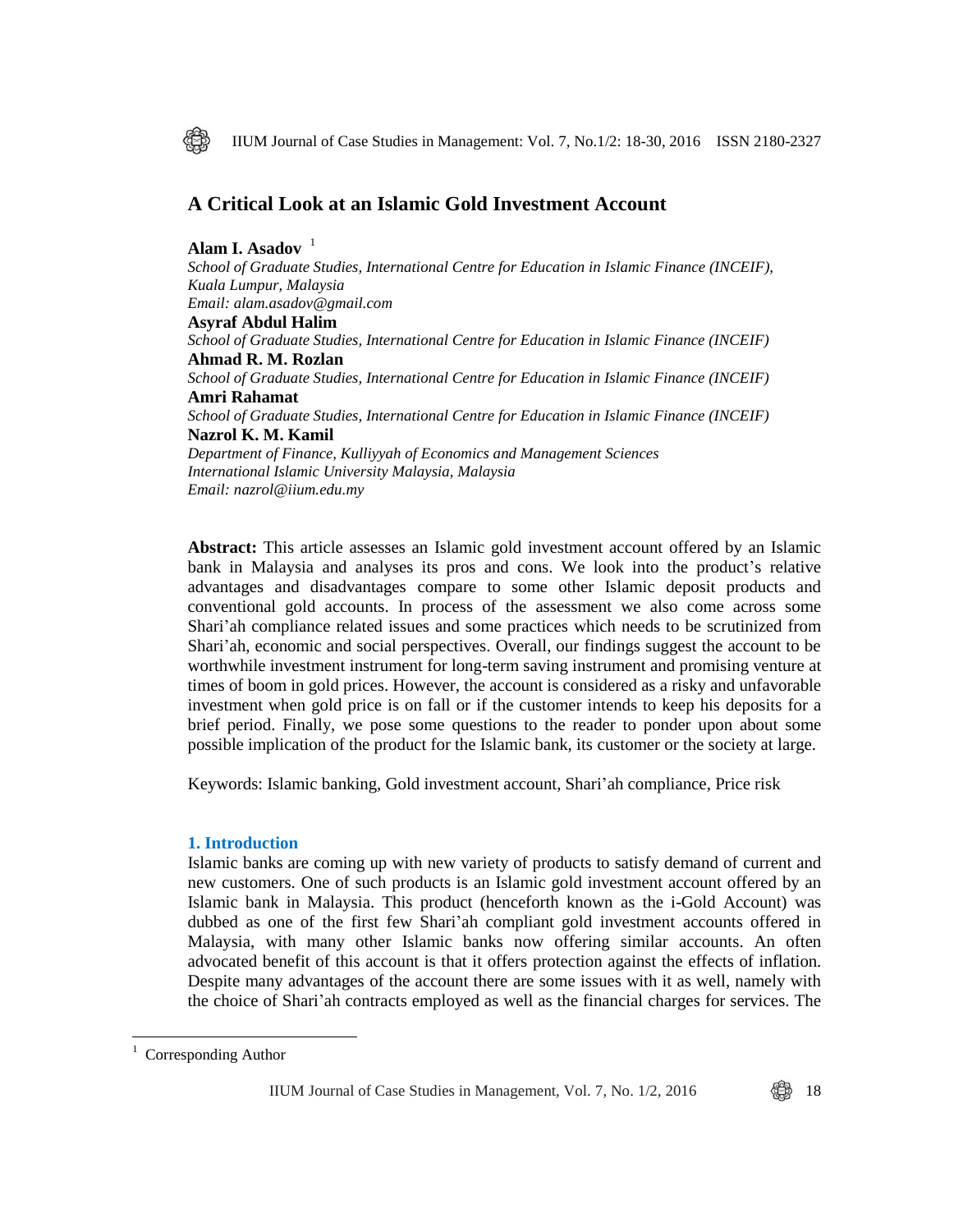# A Critical Look at an Islamic Gold Investment Account

**Alam I. Asadov** [1]
*School of Graduate Studies, International Centre for Education in Islamic Finance (INCEIF), Kuala Lumpur, Malaysia*
*Email: alam.asadov@gmail.com*

**Asyraf Abdul Halim**
*School of Graduate Studies, International Centre for Education in Islamic Finance (INCEIF)*

**Ahmad R. M. Rozlan**
*School of Graduate Studies, International Centre for Education in Islamic Finance (INCEIF)*

**Amri Rahamat**
*School of Graduate Studies, International Centre for Education in Islamic Finance (INCEIF)*

**Nazrol K. M. Kamil**
*Department of Finance, Kulliyyah of Economics and Management Sciences*
*International Islamic University Malaysia, Malaysia*
*Email: nazrol@iium.edu.my*

**Abstract:** This article assesses an Islamic gold investment account offered by an Islamic bank in Malaysia and analyses its pros and cons. We look into the product's relative advantages and disadvantages compare to some other Islamic deposit products and conventional gold accounts. In process of the assessment we also come across some Shari'ah compliance related issues and some practices which needs to be scrutinized from Shari'ah, economic and social perspectives. Overall, our findings suggest the account to be worthwhile investment instrument for long-term saving instrument and promising venture at times of boom in gold prices. However, the account is considered as a risky and unfavorable investment when gold price is on fall or if the customer intends to keep his deposits for a brief period. Finally, we pose some questions to the reader to ponder upon about some possible implication of the product for the Islamic bank, its customer or the society at large.

Keywords: Islamic banking, Gold investment account, Shari'ah compliance, Price risk

## 1. Introduction

Islamic banks are coming up with new variety of products to satisfy demand of current and new customers. One of such products is an Islamic gold investment account offered by an Islamic bank in Malaysia. This product (henceforth known as the i-Gold Account) was dubbed as one of the first few Shari'ah compliant gold investment accounts offered in Malaysia, with many other Islamic banks now offering similar accounts. An often advocated benefit of this account is that it offers protection against the effects of inflation. Despite many advantages of the account there are some issues with it as well, namely with the choice of Shari'ah contracts employed as well as the financial charges for services. The

[1] Corresponding Author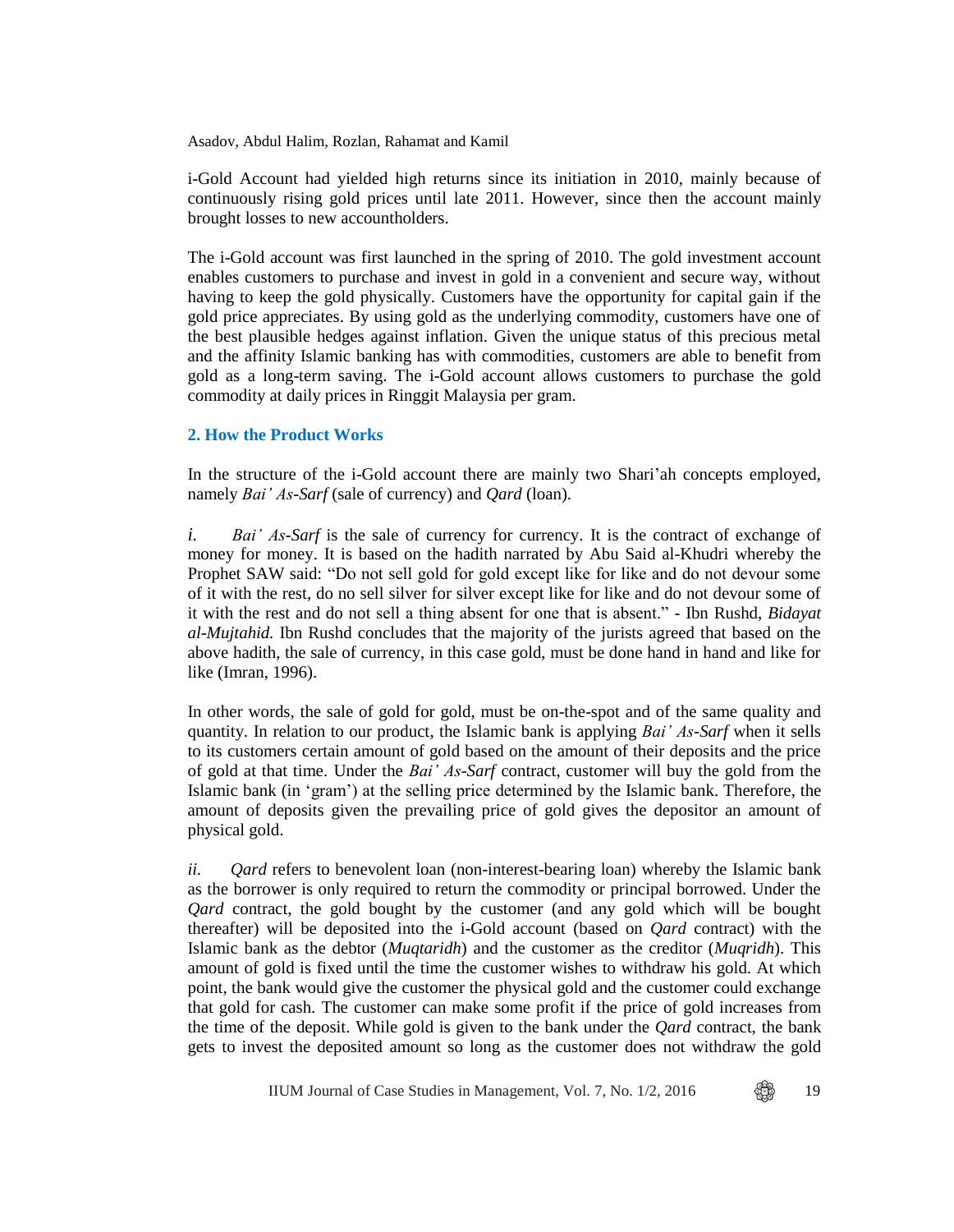i-Gold Account had yielded high returns since its initiation in 2010, mainly because of continuously rising gold prices until late 2011. However, since then the account mainly brought losses to new accountholders.

The i-Gold account was first launched in the spring of 2010. The gold investment account enables customers to purchase and invest in gold in a convenient and secure way, without having to keep the gold physically. Customers have the opportunity for capital gain if the gold price appreciates. By using gold as the underlying commodity, customers have one of the best plausible hedges against inflation. Given the unique status of this precious metal and the affinity Islamic banking has with commodities, customers are able to benefit from gold as a long-term saving. The i-Gold account allows customers to purchase the gold commodity at daily prices in Ringgit Malaysia per gram.

## 2. How the Product Works

In the structure of the i-Gold account there are mainly two Shari'ah concepts employed, namely *Bai' As-Sarf* (sale of currency) and *Qard* (loan).

*i.* *Bai' As-Sarf* is the sale of currency for currency. It is the contract of exchange of money for money. It is based on the hadith narrated by Abu Said al-Khudri whereby the Prophet SAW said: "Do not sell gold for gold except like for like and do not devour some of it with the rest, do no sell silver for silver except like for like and do not devour some of it with the rest and do not sell a thing absent for one that is absent." - Ibn Rushd, *Bidayat al-Mujtahid.* Ibn Rushd concludes that the majority of the jurists agreed that based on the above hadith, the sale of currency, in this case gold, must be done hand in hand and like for like (Imran, 1996).

In other words, the sale of gold for gold, must be on-the-spot and of the same quality and quantity. In relation to our product, the Islamic bank is applying *Bai' As-Sarf* when it sells to its customers certain amount of gold based on the amount of their deposits and the price of gold at that time. Under the *Bai' As-Sarf* contract, customer will buy the gold from the Islamic bank (in 'gram') at the selling price determined by the Islamic bank. Therefore, the amount of deposits given the prevailing price of gold gives the depositor an amount of physical gold.

*ii.* *Qard* refers to benevolent loan (non-interest-bearing loan) whereby the Islamic bank as the borrower is only required to return the commodity or principal borrowed. Under the *Qard* contract, the gold bought by the customer (and any gold which will be bought thereafter) will be deposited into the i-Gold account (based on *Qard* contract) with the Islamic bank as the debtor (*Muqtaridh*) and the customer as the creditor (*Muqridh*). This amount of gold is fixed until the time the customer wishes to withdraw his gold. At which point, the bank would give the customer the physical gold and the customer could exchange that gold for cash. The customer can make some profit if the price of gold increases from the time of the deposit. While gold is given to the bank under the *Qard* contract, the bank gets to invest the deposited amount so long as the customer does not withdraw the gold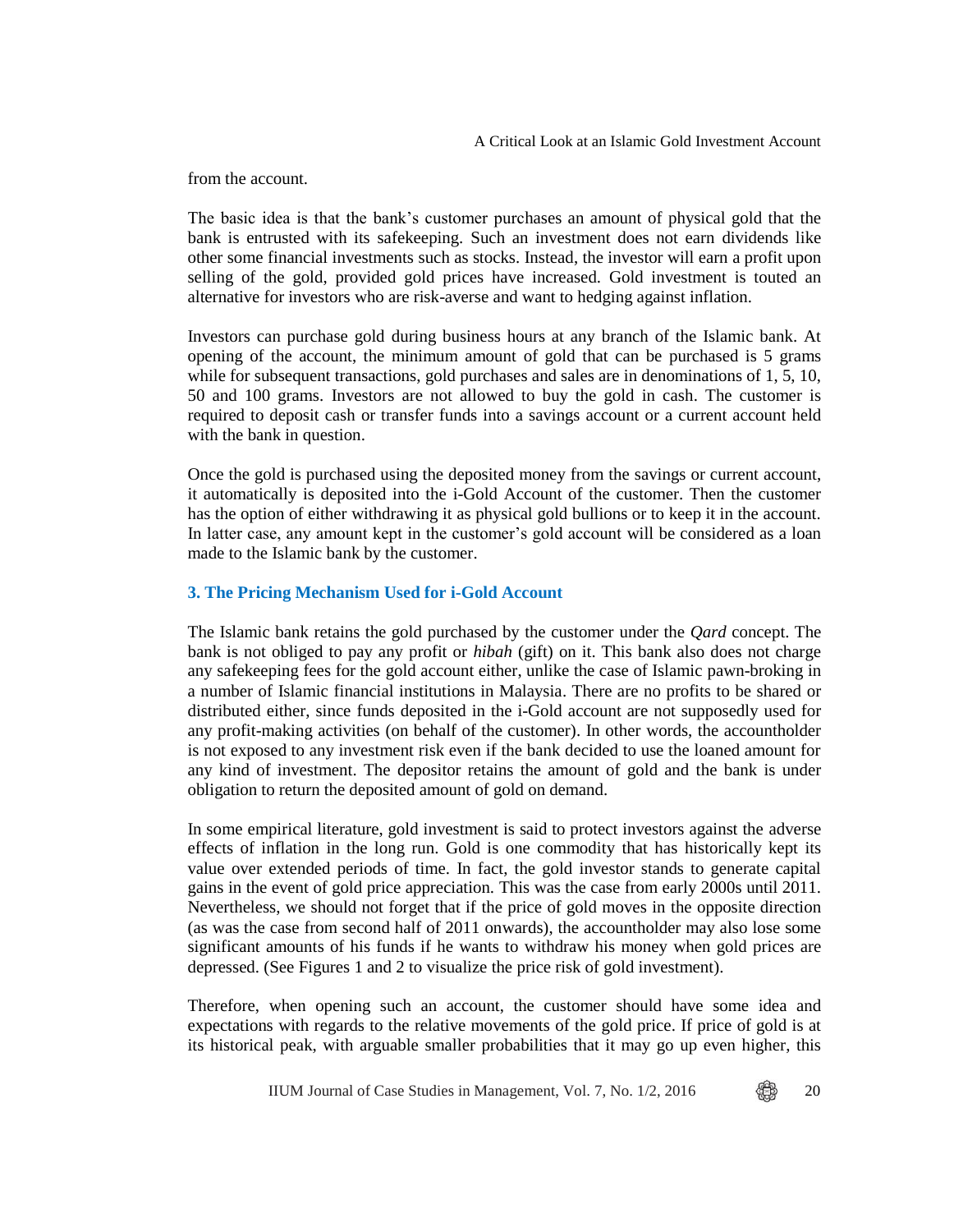from the account.

The basic idea is that the bank's customer purchases an amount of physical gold that the bank is entrusted with its safekeeping. Such an investment does not earn dividends like other some financial investments such as stocks. Instead, the investor will earn a profit upon selling of the gold, provided gold prices have increased. Gold investment is touted an alternative for investors who are risk-averse and want to hedging against inflation.

Investors can purchase gold during business hours at any branch of the Islamic bank. At opening of the account, the minimum amount of gold that can be purchased is 5 grams while for subsequent transactions, gold purchases and sales are in denominations of 1, 5, 10, 50 and 100 grams. Investors are not allowed to buy the gold in cash. The customer is required to deposit cash or transfer funds into a savings account or a current account held with the bank in question.

Once the gold is purchased using the deposited money from the savings or current account, it automatically is deposited into the i-Gold Account of the customer. Then the customer has the option of either withdrawing it as physical gold bullions or to keep it in the account. In latter case, any amount kept in the customer's gold account will be considered as a loan made to the Islamic bank by the customer.

## 3. The Pricing Mechanism Used for i-Gold Account

The Islamic bank retains the gold purchased by the customer under the *Qard* concept. The bank is not obliged to pay any profit or *hibah* (gift) on it. This bank also does not charge any safekeeping fees for the gold account either, unlike the case of Islamic pawn-broking in a number of Islamic financial institutions in Malaysia. There are no profits to be shared or distributed either, since funds deposited in the i-Gold account are not supposedly used for any profit-making activities (on behalf of the customer). In other words, the accountholder is not exposed to any investment risk even if the bank decided to use the loaned amount for any kind of investment. The depositor retains the amount of gold and the bank is under obligation to return the deposited amount of gold on demand.

In some empirical literature, gold investment is said to protect investors against the adverse effects of inflation in the long run. Gold is one commodity that has historically kept its value over extended periods of time. In fact, the gold investor stands to generate capital gains in the event of gold price appreciation. This was the case from early 2000s until 2011. Nevertheless, we should not forget that if the price of gold moves in the opposite direction (as was the case from second half of 2011 onwards), the accountholder may also lose some significant amounts of his funds if he wants to withdraw his money when gold prices are depressed. (See Figures 1 and 2 to visualize the price risk of gold investment).

Therefore, when opening such an account, the customer should have some idea and expectations with regards to the relative movements of the gold price. If price of gold is at its historical peak, with arguable smaller probabilities that it may go up even higher, this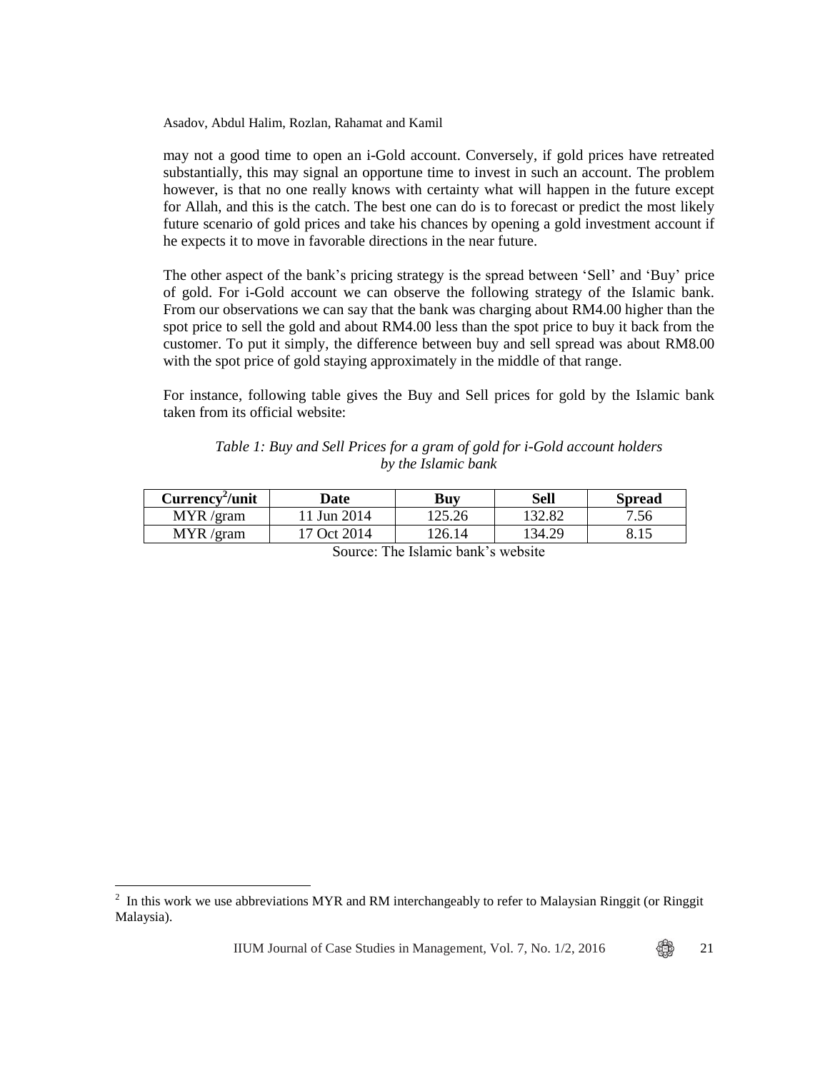may not a good time to open an i-Gold account. Conversely, if gold prices have retreated substantially, this may signal an opportune time to invest in such an account. The problem however, is that no one really knows with certainty what will happen in the future except for Allah, and this is the catch. The best one can do is to forecast or predict the most likely future scenario of gold prices and take his chances by opening a gold investment account if he expects it to move in favorable directions in the near future.

The other aspect of the bank's pricing strategy is the spread between 'Sell' and 'Buy' price of gold. For i-Gold account we can observe the following strategy of the Islamic bank. From our observations we can say that the bank was charging about RM4.00 higher than the spot price to sell the gold and about RM4.00 less than the spot price to buy it back from the customer. To put it simply, the difference between buy and sell spread was about RM8.00 with the spot price of gold staying approximately in the middle of that range.

For instance, following table gives the Buy and Sell prices for gold by the Islamic bank taken from its official website:

*Table 1: Buy and Sell Prices for a gram of gold for i-Gold account holders by the Islamic bank*

| Currency[2]/unit | Date | Buy | Sell | Spread |
|---|---|---|---|---|
| MYR /gram | 11 Jun 2014 | 125.26 | 132.82 | 7.56 |
| MYR /gram | 17 Oct 2014 | 126.14 | 134.29 | 8.15 |

Source: The Islamic bank's website

[2] In this work we use abbreviations MYR and RM interchangeably to refer to Malaysian Ringgit (or Ringgit Malaysia).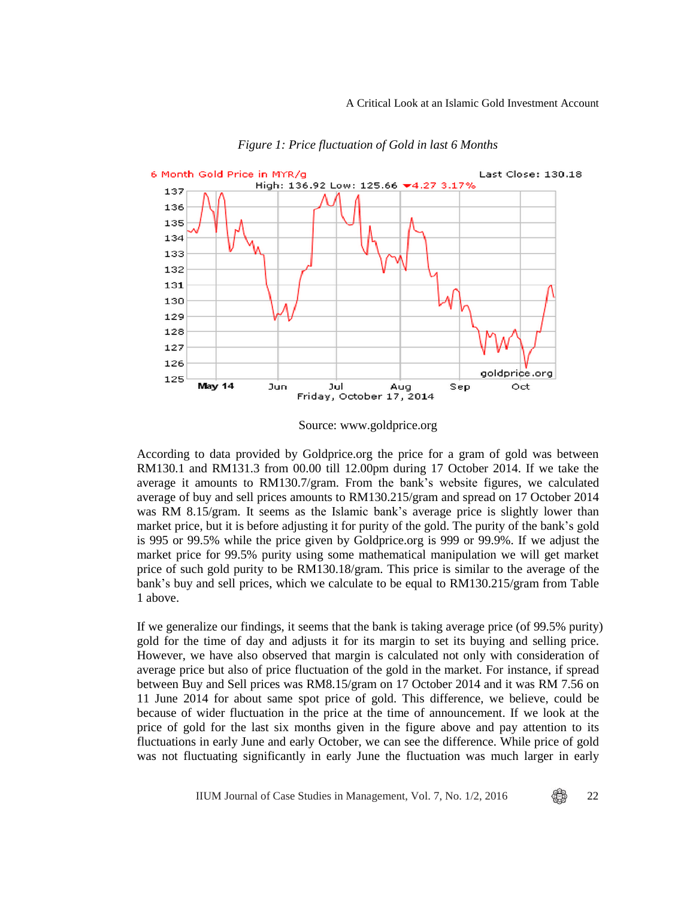*Figure 1: Price fluctuation of Gold in last 6 Months*

Source: www.goldprice.org

According to data provided by Goldprice.org the price for a gram of gold was between RM130.1 and RM131.3 from 00.00 till 12.00pm during 17 October 2014. If we take the average it amounts to RM130.7/gram. From the bank's website figures, we calculated average of buy and sell prices amounts to RM130.215/gram and spread on 17 October 2014 was RM 8.15/gram. It seems as the Islamic bank's average price is slightly lower than market price, but it is before adjusting it for purity of the gold. The purity of the bank's gold is 995 or 99.5% while the price given by Goldprice.org is 999 or 99.9%. If we adjust the market price for 99.5% purity using some mathematical manipulation we will get market price of such gold purity to be RM130.18/gram. This price is similar to the average of the bank's buy and sell prices, which we calculate to be equal to RM130.215/gram from Table 1 above.

If we generalize our findings, it seems that the bank is taking average price (of 99.5% purity) gold for the time of day and adjusts it for its margin to set its buying and selling price. However, we have also observed that margin is calculated not only with consideration of average price but also of price fluctuation of the gold in the market. For instance, if spread between Buy and Sell prices was RM8.15/gram on 17 October 2014 and it was RM 7.56 on 11 June 2014 for about same spot price of gold. This difference, we believe, could be because of wider fluctuation in the price at the time of announcement. If we look at the price of gold for the last six months given in the figure above and pay attention to its fluctuations in early June and early October, we can see the difference. While price of gold was not fluctuating significantly in early June the fluctuation was much larger in early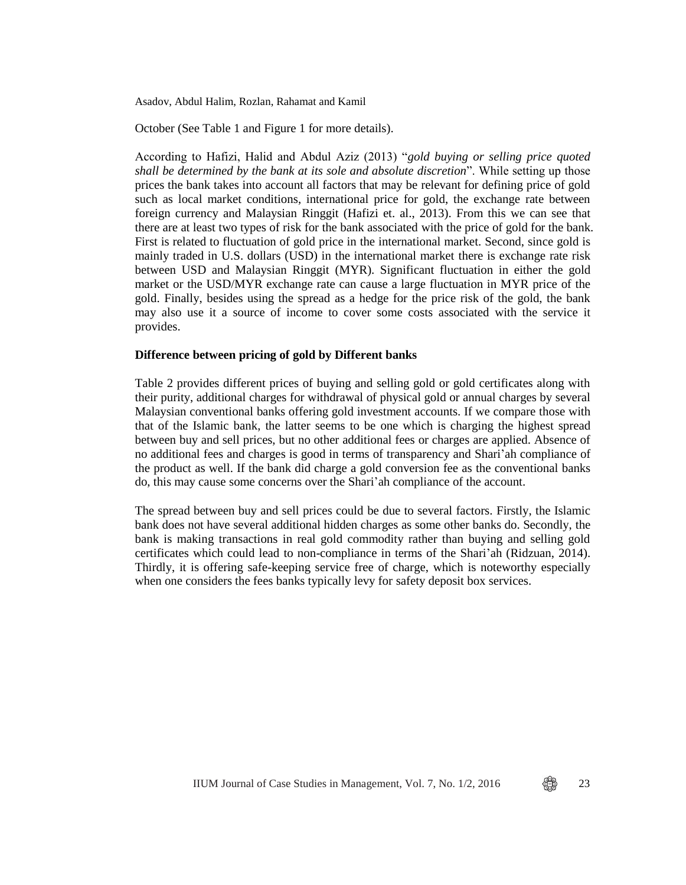October (See Table 1 and Figure 1 for more details).

According to Hafizi, Halid and Abdul Aziz (2013) "*gold buying or selling price quoted shall be determined by the bank at its sole and absolute discretion*". While setting up those prices the bank takes into account all factors that may be relevant for defining price of gold such as local market conditions, international price for gold, the exchange rate between foreign currency and Malaysian Ringgit (Hafizi et. al., 2013). From this we can see that there are at least two types of risk for the bank associated with the price of gold for the bank. First is related to fluctuation of gold price in the international market. Second, since gold is mainly traded in U.S. dollars (USD) in the international market there is exchange rate risk between USD and Malaysian Ringgit (MYR). Significant fluctuation in either the gold market or the USD/MYR exchange rate can cause a large fluctuation in MYR price of the gold. Finally, besides using the spread as a hedge for the price risk of the gold, the bank may also use it a source of income to cover some costs associated with the service it provides.

**Difference between pricing of gold by Different banks**

Table 2 provides different prices of buying and selling gold or gold certificates along with their purity, additional charges for withdrawal of physical gold or annual charges by several Malaysian conventional banks offering gold investment accounts. If we compare those with that of the Islamic bank, the latter seems to be one which is charging the highest spread between buy and sell prices, but no other additional fees or charges are applied. Absence of no additional fees and charges is good in terms of transparency and Shari'ah compliance of the product as well. If the bank did charge a gold conversion fee as the conventional banks do, this may cause some concerns over the Shari'ah compliance of the account.

The spread between buy and sell prices could be due to several factors. Firstly, the Islamic bank does not have several additional hidden charges as some other banks do. Secondly, the bank is making transactions in real gold commodity rather than buying and selling gold certificates which could lead to non-compliance in terms of the Shari'ah (Ridzuan, 2014). Thirdly, it is offering safe-keeping service free of charge, which is noteworthy especially when one considers the fees banks typically levy for safety deposit box services.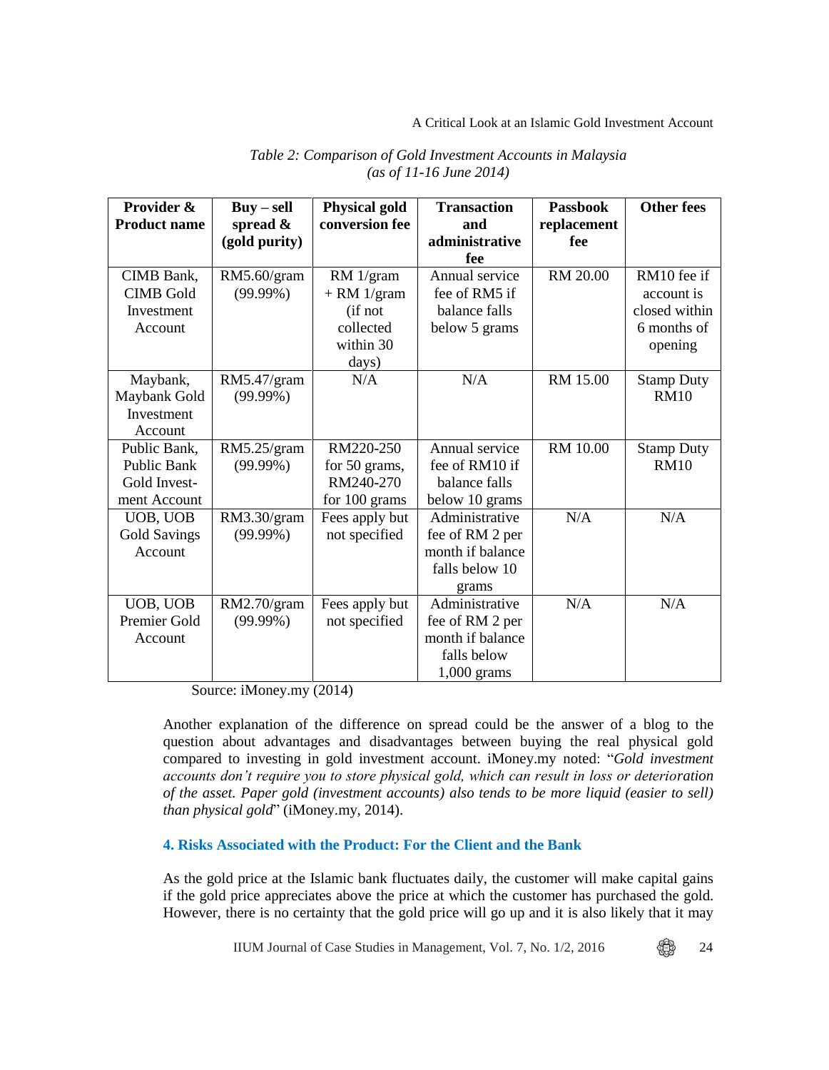*Table 2: Comparison of Gold Investment Accounts in Malaysia (as of 11-16 June 2014)*

| Provider & Product name | Buy – sell spread & (gold purity) | Physical gold conversion fee | Transaction and administrative fee | Passbook replacement fee | Other fees |
|---|---|---|---|---|---|
| CIMB Bank, CIMB Gold Investment Account | RM5.60/gram (99.99%) | RM 1/gram + RM 1/gram (if not collected within 30 days) | Annual service fee of RM5 if balance falls below 5 grams | RM 20.00 | RM10 fee if account is closed within 6 months of opening |
| Maybank, Maybank Gold Investment Account | RM5.47/gram (99.99%) | N/A | N/A | RM 15.00 | Stamp Duty RM10 |
| Public Bank, Public Bank Gold Investment Account | RM5.25/gram (99.99%) | RM220-250 for 50 grams, RM240-270 for 100 grams | Annual service fee of RM10 if balance falls below 10 grams | RM 10.00 | Stamp Duty RM10 |
| UOB, UOB Gold Savings Account | RM3.30/gram (99.99%) | Fees apply but not specified | Administrative fee of RM 2 per month if balance falls below 10 grams | N/A | N/A |
| UOB, UOB Premier Gold Account | RM2.70/gram (99.99%) | Fees apply but not specified | Administrative fee of RM 2 per month if balance falls below 1,000 grams | N/A | N/A |

Source: iMoney.my (2014)

Another explanation of the difference on spread could be the answer of a blog to the question about advantages and disadvantages between buying the real physical gold compared to investing in gold investment account. iMoney.my noted: "*Gold investment accounts don't require you to store physical gold, which can result in loss or deterioration of the asset. Paper gold (investment accounts) also tends to be more liquid (easier to sell) than physical gold*" (iMoney.my, 2014).

## 4. Risks Associated with the Product: For the Client and the Bank

As the gold price at the Islamic bank fluctuates daily, the customer will make capital gains if the gold price appreciates above the price at which the customer has purchased the gold. However, there is no certainty that the gold price will go up and it is also likely that it may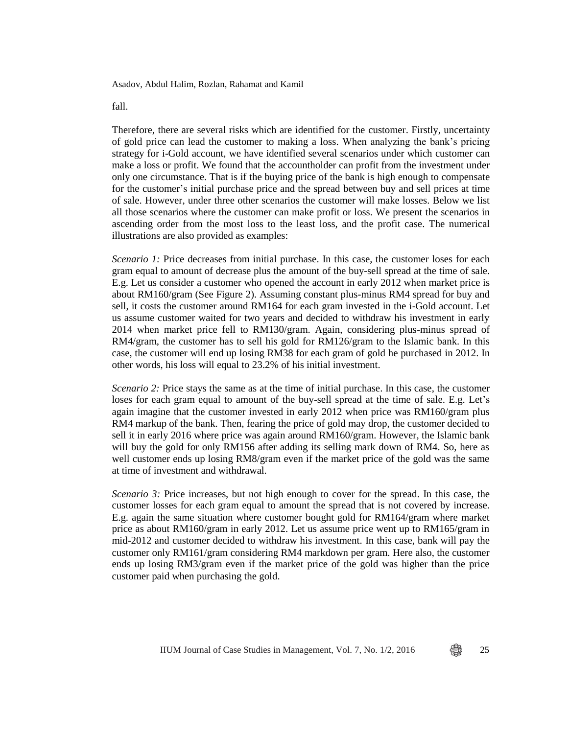fall.

Therefore, there are several risks which are identified for the customer. Firstly, uncertainty of gold price can lead the customer to making a loss. When analyzing the bank's pricing strategy for i-Gold account, we have identified several scenarios under which customer can make a loss or profit. We found that the accountholder can profit from the investment under only one circumstance. That is if the buying price of the bank is high enough to compensate for the customer's initial purchase price and the spread between buy and sell prices at time of sale. However, under three other scenarios the customer will make losses. Below we list all those scenarios where the customer can make profit or loss. We present the scenarios in ascending order from the most loss to the least loss, and the profit case. The numerical illustrations are also provided as examples:

*Scenario 1:* Price decreases from initial purchase. In this case, the customer loses for each gram equal to amount of decrease plus the amount of the buy-sell spread at the time of sale. E.g. Let us consider a customer who opened the account in early 2012 when market price is about RM160/gram (See Figure 2). Assuming constant plus-minus RM4 spread for buy and sell, it costs the customer around RM164 for each gram invested in the i-Gold account. Let us assume customer waited for two years and decided to withdraw his investment in early 2014 when market price fell to RM130/gram. Again, considering plus-minus spread of RM4/gram, the customer has to sell his gold for RM126/gram to the Islamic bank. In this case, the customer will end up losing RM38 for each gram of gold he purchased in 2012. In other words, his loss will equal to 23.2% of his initial investment.

*Scenario 2:* Price stays the same as at the time of initial purchase. In this case, the customer loses for each gram equal to amount of the buy-sell spread at the time of sale. E.g. Let's again imagine that the customer invested in early 2012 when price was RM160/gram plus RM4 markup of the bank. Then, fearing the price of gold may drop, the customer decided to sell it in early 2016 where price was again around RM160/gram. However, the Islamic bank will buy the gold for only RM156 after adding its selling mark down of RM4. So, here as well customer ends up losing RM8/gram even if the market price of the gold was the same at time of investment and withdrawal.

*Scenario 3:* Price increases, but not high enough to cover for the spread. In this case, the customer losses for each gram equal to amount the spread that is not covered by increase. E.g. again the same situation where customer bought gold for RM164/gram where market price as about RM160/gram in early 2012. Let us assume price went up to RM165/gram in mid-2012 and customer decided to withdraw his investment. In this case, bank will pay the customer only RM161/gram considering RM4 markdown per gram. Here also, the customer ends up losing RM3/gram even if the market price of the gold was higher than the price customer paid when purchasing the gold.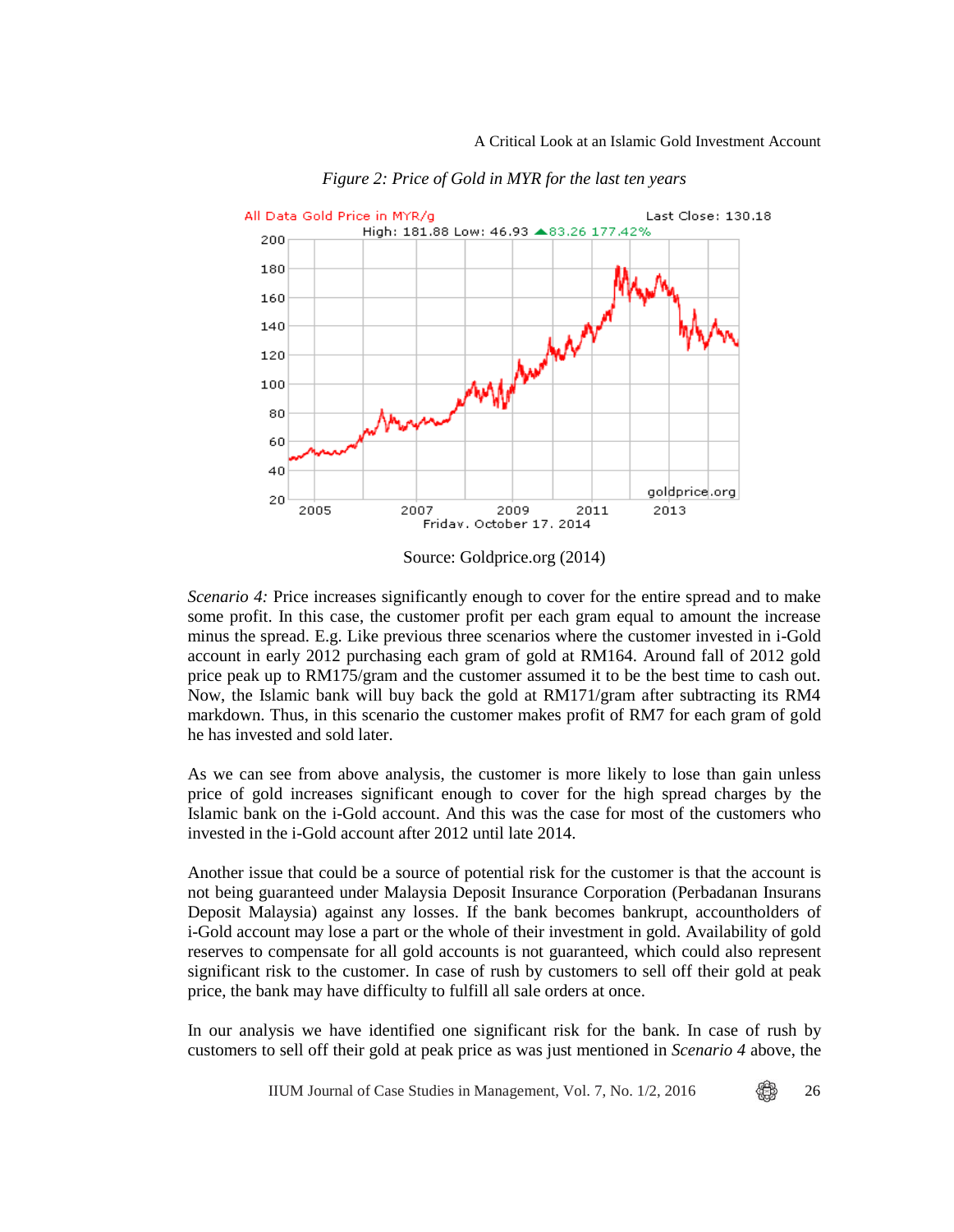*Figure 2: Price of Gold in MYR for the last ten years*

Source: Goldprice.org (2014)

*Scenario 4:* Price increases significantly enough to cover for the entire spread and to make some profit. In this case, the customer profit per each gram equal to amount the increase minus the spread. E.g. Like previous three scenarios where the customer invested in i-Gold account in early 2012 purchasing each gram of gold at RM164. Around fall of 2012 gold price peak up to RM175/gram and the customer assumed it to be the best time to cash out. Now, the Islamic bank will buy back the gold at RM171/gram after subtracting its RM4 markdown. Thus, in this scenario the customer makes profit of RM7 for each gram of gold he has invested and sold later.

As we can see from above analysis, the customer is more likely to lose than gain unless price of gold increases significant enough to cover for the high spread charges by the Islamic bank on the i-Gold account. And this was the case for most of the customers who invested in the i-Gold account after 2012 until late 2014.

Another issue that could be a source of potential risk for the customer is that the account is not being guaranteed under Malaysia Deposit Insurance Corporation (Perbadanan Insurans Deposit Malaysia) against any losses. If the bank becomes bankrupt, accountholders of i-Gold account may lose a part or the whole of their investment in gold. Availability of gold reserves to compensate for all gold accounts is not guaranteed, which could also represent significant risk to the customer. In case of rush by customers to sell off their gold at peak price, the bank may have difficulty to fulfill all sale orders at once.

In our analysis we have identified one significant risk for the bank. In case of rush by customers to sell off their gold at peak price as was just mentioned in *Scenario 4* above, the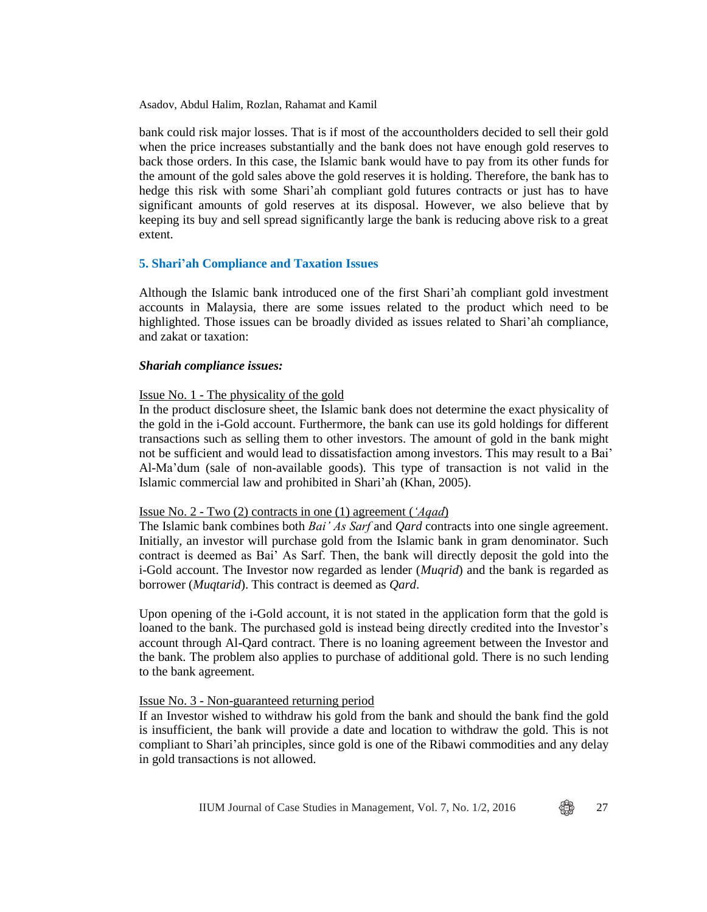bank could risk major losses. That is if most of the accountholders decided to sell their gold when the price increases substantially and the bank does not have enough gold reserves to back those orders. In this case, the Islamic bank would have to pay from its other funds for the amount of the gold sales above the gold reserves it is holding. Therefore, the bank has to hedge this risk with some Shari'ah compliant gold futures contracts or just has to have significant amounts of gold reserves at its disposal. However, we also believe that by keeping its buy and sell spread significantly large the bank is reducing above risk to a great extent.

## 5. Shari'ah Compliance and Taxation Issues

Although the Islamic bank introduced one of the first Shari'ah compliant gold investment accounts in Malaysia, there are some issues related to the product which need to be highlighted. Those issues can be broadly divided as issues related to Shari'ah compliance, and zakat or taxation:

***Shariah compliance issues:***

<u>Issue No. 1 - The physicality of the gold</u>

In the product disclosure sheet, the Islamic bank does not determine the exact physicality of the gold in the i-Gold account. Furthermore, the bank can use its gold holdings for different transactions such as selling them to other investors. The amount of gold in the bank might not be sufficient and would lead to dissatisfaction among investors. This may result to a Bai' Al-Ma'dum (sale of non-available goods). This type of transaction is not valid in the Islamic commercial law and prohibited in Shari'ah (Khan, 2005).

<u>Issue No. 2 - Two (2) contracts in one (1) agreement (*'Aqad*)</u>

The Islamic bank combines both *Bai' As Sarf* and *Qard* contracts into one single agreement. Initially, an investor will purchase gold from the Islamic bank in gram denominator. Such contract is deemed as Bai' As Sarf. Then, the bank will directly deposit the gold into the i-Gold account. The Investor now regarded as lender (*Muqrid*) and the bank is regarded as borrower (*Muqtarid*). This contract is deemed as *Qard*.

Upon opening of the i-Gold account, it is not stated in the application form that the gold is loaned to the bank. The purchased gold is instead being directly credited into the Investor's account through Al-Qard contract. There is no loaning agreement between the Investor and the bank. The problem also applies to purchase of additional gold. There is no such lending to the bank agreement.

<u>Issue No. 3 - Non-guaranteed returning period</u>

If an Investor wished to withdraw his gold from the bank and should the bank find the gold is insufficient, the bank will provide a date and location to withdraw the gold. This is not compliant to Shari'ah principles, since gold is one of the Ribawi commodities and any delay in gold transactions is not allowed.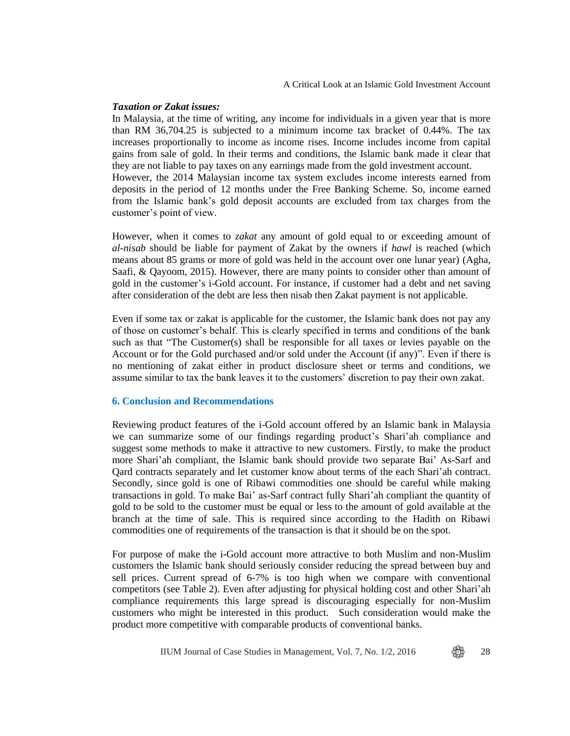***Taxation or Zakat issues:***

In Malaysia, at the time of writing, any income for individuals in a given year that is more than RM 36,704.25 is subjected to a minimum income tax bracket of 0.44%. The tax increases proportionally to income as income rises. Income includes income from capital gains from sale of gold. In their terms and conditions, the Islamic bank made it clear that they are not liable to pay taxes on any earnings made from the gold investment account.
However, the 2014 Malaysian income tax system excludes income interests earned from deposits in the period of 12 months under the Free Banking Scheme. So, income earned from the Islamic bank's gold deposit accounts are excluded from tax charges from the customer's point of view.

However, when it comes to *zakat* any amount of gold equal to or exceeding amount of *al-nisab* should be liable for payment of Zakat by the owners if *hawl* is reached (which means about 85 grams or more of gold was held in the account over one lunar year) (Agha, Saafi, & Qayoom, 2015). However, there are many points to consider other than amount of gold in the customer's i-Gold account. For instance, if customer had a debt and net saving after consideration of the debt are less then nisab then Zakat payment is not applicable.

Even if some tax or zakat is applicable for the customer, the Islamic bank does not pay any of those on customer's behalf. This is clearly specified in terms and conditions of the bank such as that "The Customer(s) shall be responsible for all taxes or levies payable on the Account or for the Gold purchased and/or sold under the Account (if any)". Even if there is no mentioning of zakat either in product disclosure sheet or terms and conditions, we assume similar to tax the bank leaves it to the customers' discretion to pay their own zakat.

## 6. Conclusion and Recommendations

Reviewing product features of the i-Gold account offered by an Islamic bank in Malaysia we can summarize some of our findings regarding product's Shari'ah compliance and suggest some methods to make it attractive to new customers. Firstly, to make the product more Shari'ah compliant, the Islamic bank should provide two separate Bai' As-Sarf and Qard contracts separately and let customer know about terms of the each Shari'ah contract. Secondly, since gold is one of Ribawi commodities one should be careful while making transactions in gold. To make Bai' as-Sarf contract fully Shari'ah compliant the quantity of gold to be sold to the customer must be equal or less to the amount of gold available at the branch at the time of sale. This is required since according to the Hadith on Ribawi commodities one of requirements of the transaction is that it should be on the spot.

For purpose of make the i-Gold account more attractive to both Muslim and non-Muslim customers the Islamic bank should seriously consider reducing the spread between buy and sell prices. Current spread of 6-7% is too high when we compare with conventional competitors (see Table 2). Even after adjusting for physical holding cost and other Shari'ah compliance requirements this large spread is discouraging especially for non-Muslim customers who might be interested in this product. Such consideration would make the product more competitive with comparable products of conventional banks.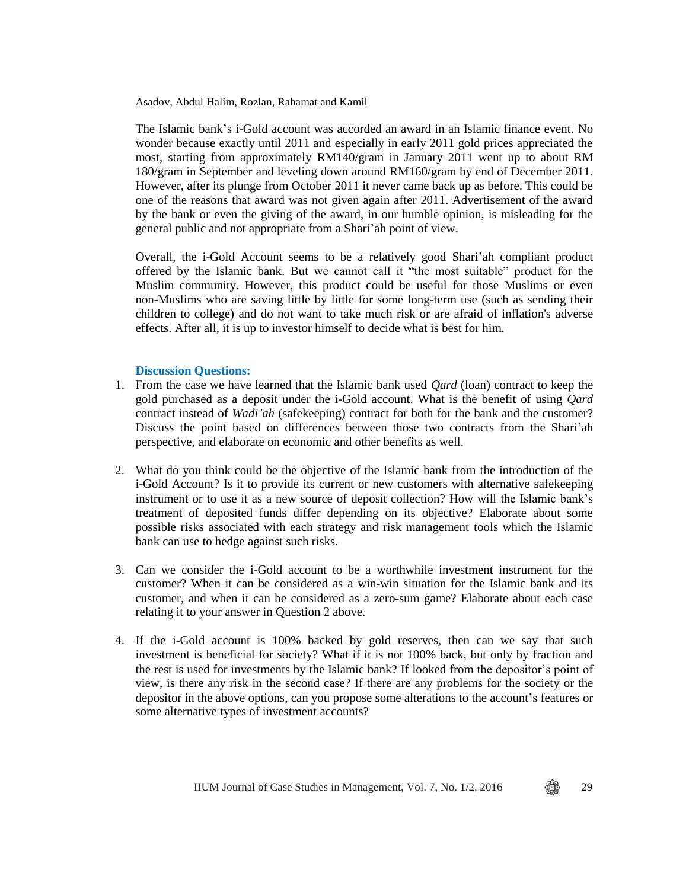The Islamic bank's i-Gold account was accorded an award in an Islamic finance event. No wonder because exactly until 2011 and especially in early 2011 gold prices appreciated the most, starting from approximately RM140/gram in January 2011 went up to about RM 180/gram in September and leveling down around RM160/gram by end of December 2011. However, after its plunge from October 2011 it never came back up as before. This could be one of the reasons that award was not given again after 2011. Advertisement of the award by the bank or even the giving of the award, in our humble opinion, is misleading for the general public and not appropriate from a Shari'ah point of view.

Overall, the i-Gold Account seems to be a relatively good Shari'ah compliant product offered by the Islamic bank. But we cannot call it "the most suitable" product for the Muslim community. However, this product could be useful for those Muslims or even non-Muslims who are saving little by little for some long-term use (such as sending their children to college) and do not want to take much risk or are afraid of inflation's adverse effects. After all, it is up to investor himself to decide what is best for him.

### Discussion Questions:

1. From the case we have learned that the Islamic bank used *Qard* (loan) contract to keep the gold purchased as a deposit under the i-Gold account. What is the benefit of using *Qard* contract instead of *Wadi'ah* (safekeeping) contract for both for the bank and the customer? Discuss the point based on differences between those two contracts from the Shari'ah perspective, and elaborate on economic and other benefits as well.

2. What do you think could be the objective of the Islamic bank from the introduction of the i-Gold Account? Is it to provide its current or new customers with alternative safekeeping instrument or to use it as a new source of deposit collection? How will the Islamic bank's treatment of deposited funds differ depending on its objective? Elaborate about some possible risks associated with each strategy and risk management tools which the Islamic bank can use to hedge against such risks.

3. Can we consider the i-Gold account to be a worthwhile investment instrument for the customer? When it can be considered as a win-win situation for the Islamic bank and its customer, and when it can be considered as a zero-sum game? Elaborate about each case relating it to your answer in Question 2 above.

4. If the i-Gold account is 100% backed by gold reserves, then can we say that such investment is beneficial for society? What if it is not 100% back, but only by fraction and the rest is used for investments by the Islamic bank? If looked from the depositor's point of view, is there any risk in the second case? If there are any problems for the society or the depositor in the above options, can you propose some alterations to the account's features or some alternative types of investment accounts?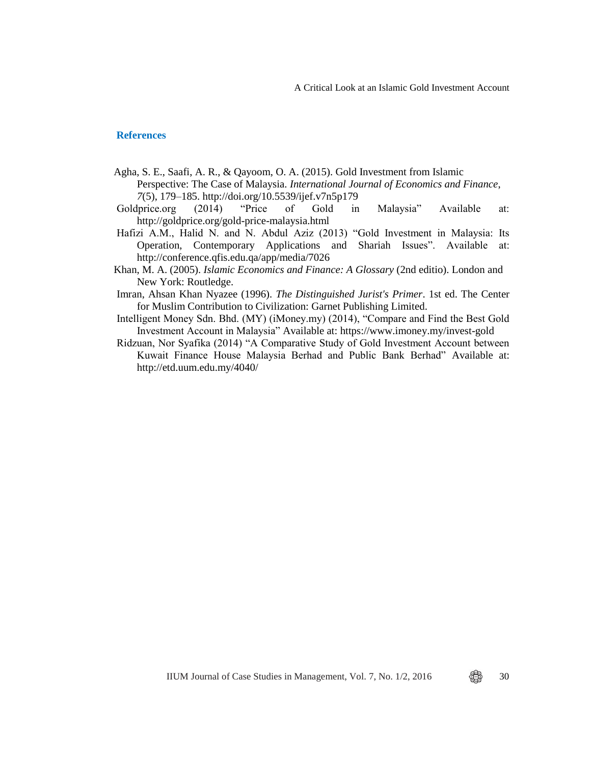## References

Agha, S. E., Saafi, A. R., & Qayoom, O. A. (2015). Gold Investment from Islamic Perspective: The Case of Malaysia. *International Journal of Economics and Finance*, *7*(5), 179–185. http://doi.org/10.5539/ijef.v7n5p179

Goldprice.org (2014) "Price of Gold in Malaysia" Available at: http://goldprice.org/gold-price-malaysia.html

Hafizi A.M., Halid N. and N. Abdul Aziz (2013) "Gold Investment in Malaysia: Its Operation, Contemporary Applications and Shariah Issues". Available at: http://conference.qfis.edu.qa/app/media/7026

Khan, M. A. (2005). *Islamic Economics and Finance: A Glossary* (2nd editio). London and New York: Routledge.

Imran, Ahsan Khan Nyazee (1996). *The Distinguished Jurist's Primer*. 1st ed. The Center for Muslim Contribution to Civilization: Garnet Publishing Limited.

Intelligent Money Sdn. Bhd. (MY) (iMoney.my) (2014), "Compare and Find the Best Gold Investment Account in Malaysia" Available at: https://www.imoney.my/invest-gold

Ridzuan, Nor Syafika (2014) "A Comparative Study of Gold Investment Account between Kuwait Finance House Malaysia Berhad and Public Bank Berhad" Available at: http://etd.uum.edu.my/4040/